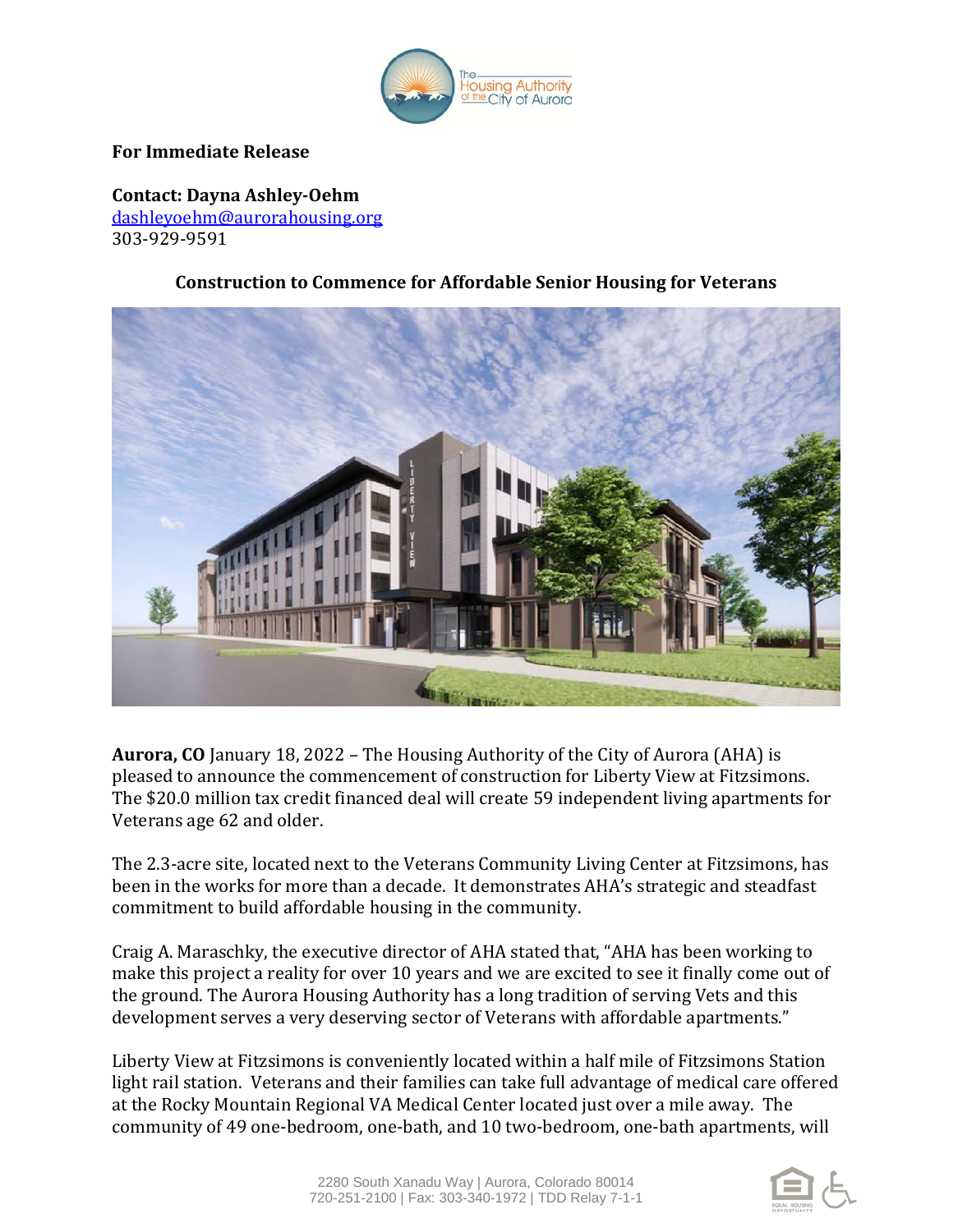**For Immediate Release**

**Contact: Dayna Ashley-Oehm**
dashleyoehm@aurorahousing.org
303-929-9591

## Construction to Commence for Affordable Senior Housing for Veterans

**Aurora, CO** January 18, 2022 – The Housing Authority of the City of Aurora (AHA) is pleased to announce the commencement of construction for Liberty View at Fitzsimons. The $20.0 million tax credit financed deal will create 59 independent living apartments for Veterans age 62 and older.

The 2.3-acre site, located next to the Veterans Community Living Center at Fitzsimons, has been in the works for more than a decade. It demonstrates AHA's strategic and steadfast commitment to build affordable housing in the community.

Craig A. Maraschky, the executive director of AHA stated that, "AHA has been working to make this project a reality for over 10 years and we are excited to see it finally come out of the ground. The Aurora Housing Authority has a long tradition of serving Vets and this development serves a very deserving sector of Veterans with affordable apartments."

Liberty View at Fitzsimons is conveniently located within a half mile of Fitzsimons Station light rail station. Veterans and their families can take full advantage of medical care offered at the Rocky Mountain Regional VA Medical Center located just over a mile away. The community of 49 one-bedroom, one-bath, and 10 two-bedroom, one-bath apartments, will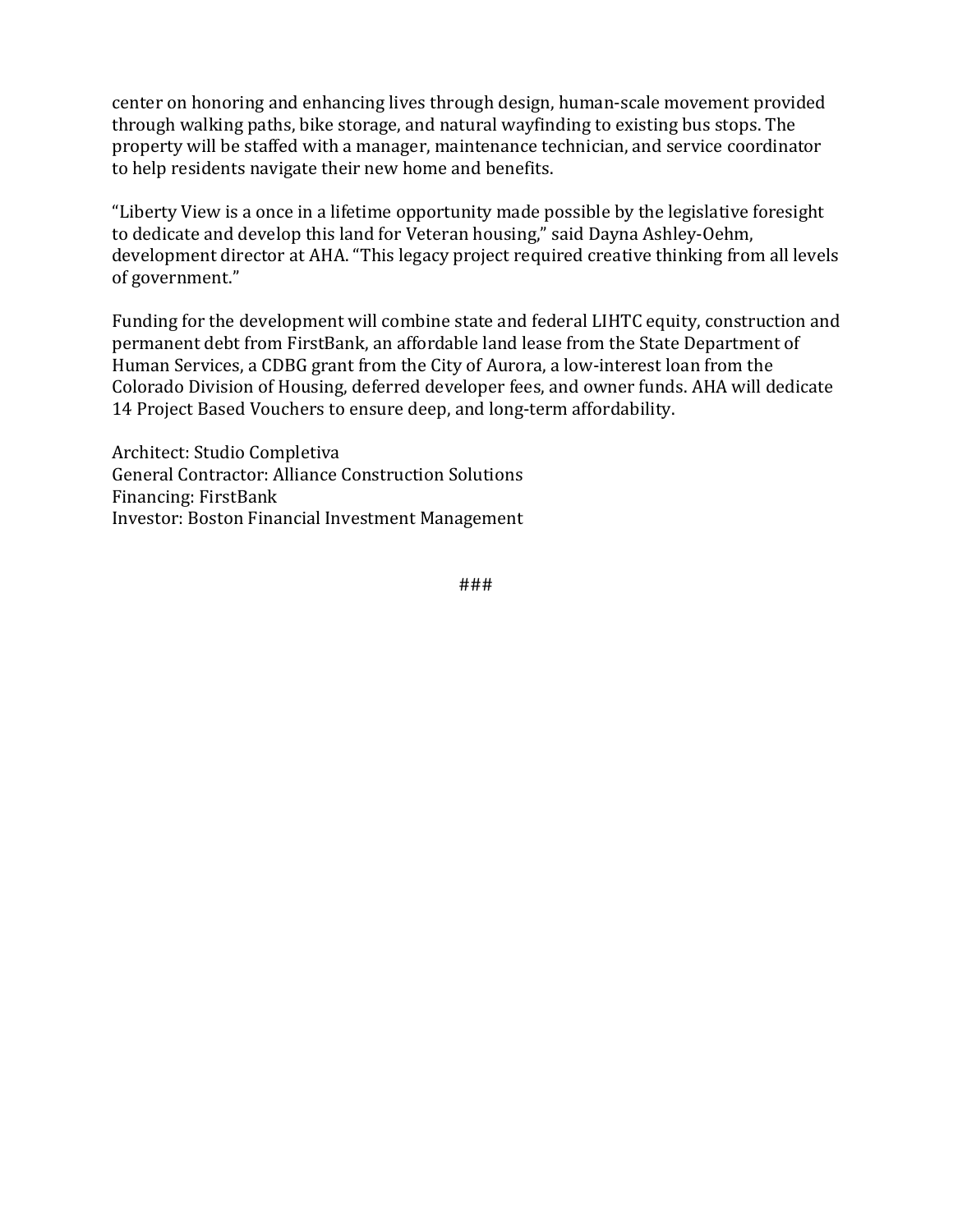center on honoring and enhancing lives through design, human-scale movement provided through walking paths, bike storage, and natural wayfinding to existing bus stops. The property will be staffed with a manager, maintenance technician, and service coordinator to help residents navigate their new home and benefits.

"Liberty View is a once in a lifetime opportunity made possible by the legislative foresight to dedicate and develop this land for Veteran housing," said Dayna Ashley-Oehm, development director at AHA. "This legacy project required creative thinking from all levels of government."

Funding for the development will combine state and federal LIHTC equity, construction and permanent debt from FirstBank, an affordable land lease from the State Department of Human Services, a CDBG grant from the City of Aurora, a low-interest loan from the Colorado Division of Housing, deferred developer fees, and owner funds. AHA will dedicate 14 Project Based Vouchers to ensure deep, and long-term affordability.

Architect: Studio Completiva
General Contractor: Alliance Construction Solutions
Financing: FirstBank
Investor: Boston Financial Investment Management

###